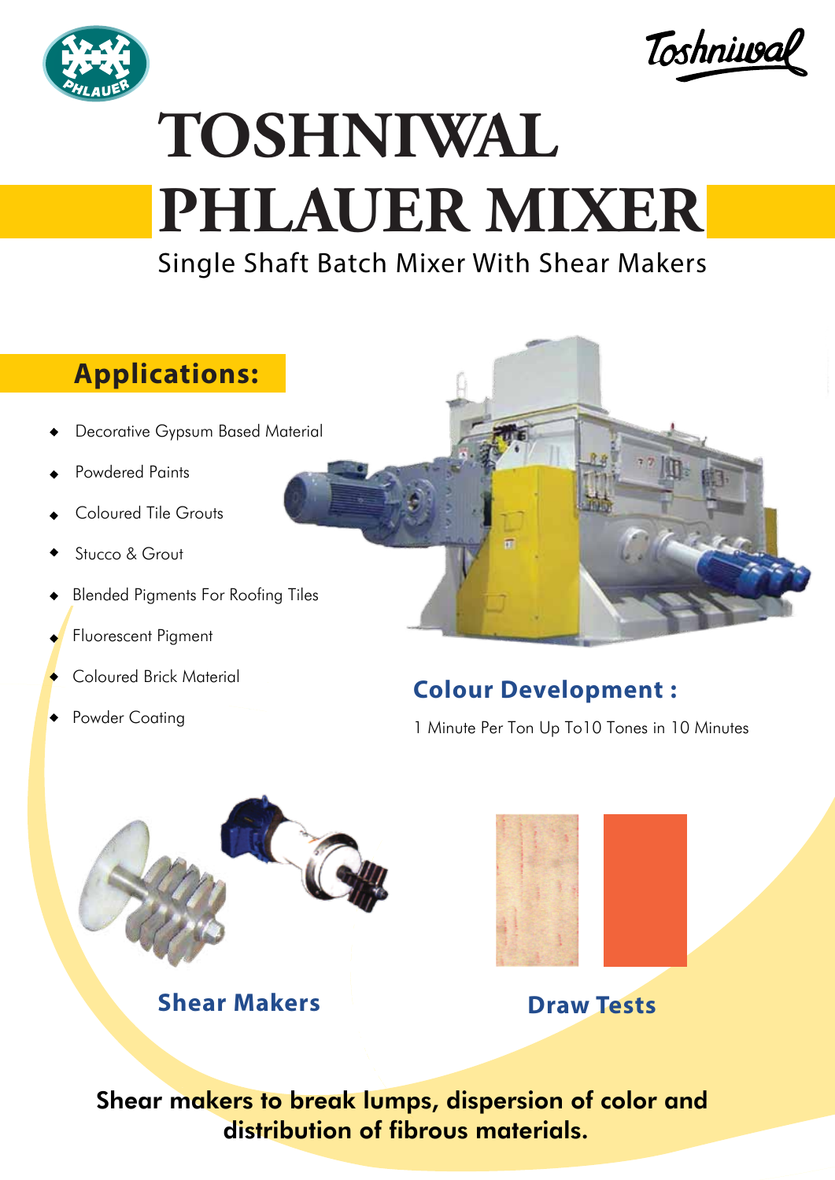# TOSHNIWAL PHLAUER MIXER

Single Shaft Batch Mixer With Shear Makers

## Applications:

- Decorative Gypsum Based Material
- Powdered Paints
- Coloured Tile Grouts
- Stucco & Grout
- Blended Pigments For Roofing Tiles
- Fluorescent Pigment
- Coloured Brick Material
- Powder Coating

## Colour Development :

1 Minute Per Ton Up To10 Tones in 10 Minutes

**Shear Makers**

**Draw Tests**

**Shear makers to break lumps, dispersion of color and distribution of fibrous materials.**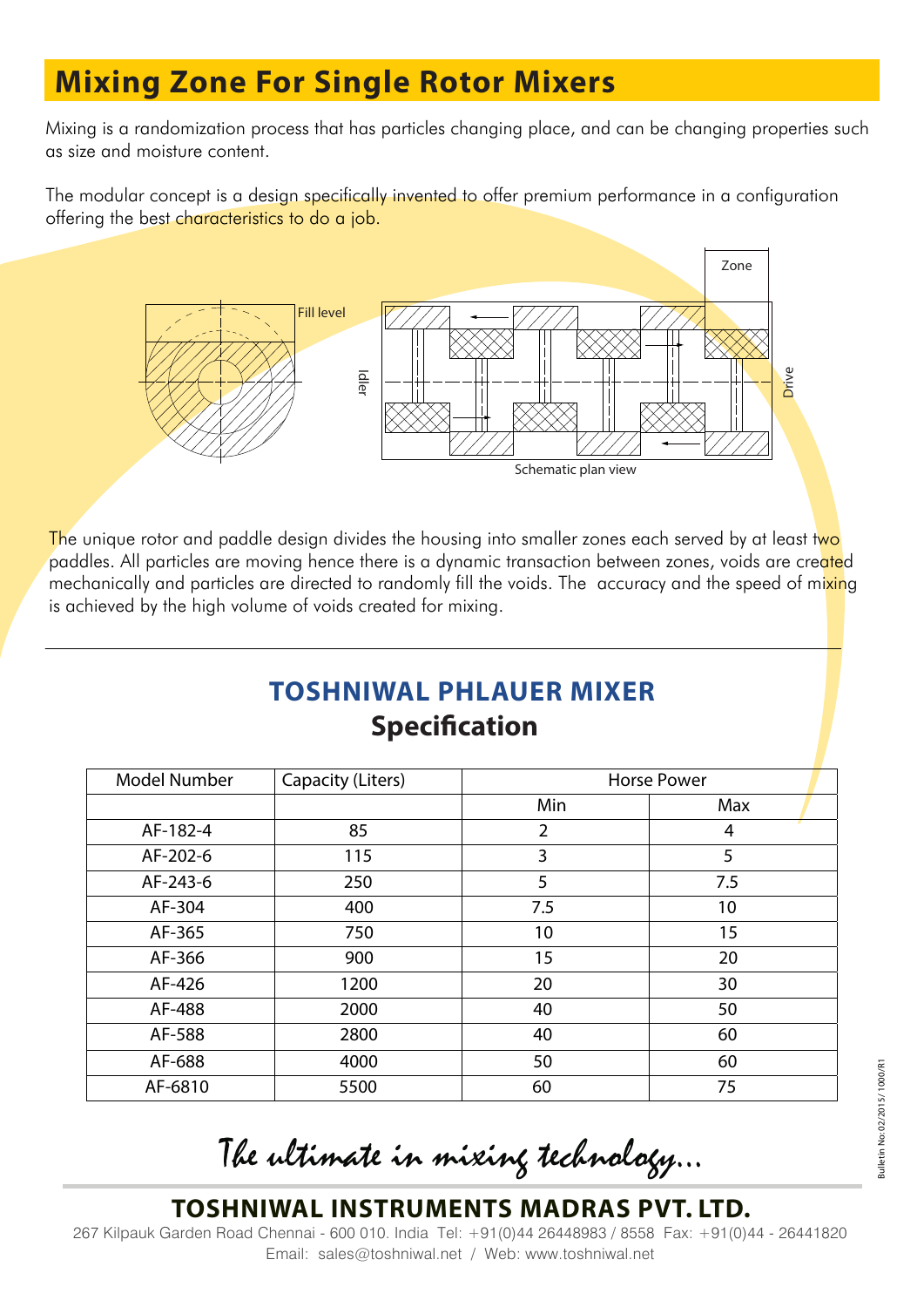# Mixing Zone For Single Rotor Mixers

Mixing is a randomization process that has particles changing place, and can be changing properties such as size and moisture content.

The modular concept is a design specifically invented to offer premium performance in a configuration offering the best characteristics to do a job.

Fill level

Idler

Zone

Drive

Schematic plan view

The unique rotor and paddle design divides the housing into smaller zones each served by at least two paddles. All particles are moving hence there is a dynamic transaction between zones, voids are created mechanically and particles are directed to randomly fill the voids. The accuracy and the speed of mixing is achieved by the high volume of voids created for mixing.

## TOSHNIWAL PHLAUER MIXER

## Specification

| Model Number | Capacity (Liters) | Horse Power | |
|---|---|---|---|
| | | Min | Max |
| AF-182-4 | 85 | 2 | 4 |
| AF-202-6 | 115 | 3 | 5 |
| AF-243-6 | 250 | 5 | 7.5 |
| AF-304 | 400 | 7.5 | 10 |
| AF-365 | 750 | 10 | 15 |
| AF-366 | 900 | 15 | 20 |
| AF-426 | 1200 | 20 | 30 |
| AF-488 | 2000 | 40 | 50 |
| AF-588 | 2800 | 40 | 60 |
| AF-688 | 4000 | 50 | 60 |
| AF-6810 | 5500 | 60 | 75 |

*The ultimate in mixing technology...*

Bulletin No:02/2015/1000/R1

**TOSHNIWAL INSTRUMENTS MADRAS PVT. LTD.**

267 Kilpauk Garden Road Chennai - 600 010. India Tel: +91(0)44 26448983 / 8558 Fax: +91(0)44 - 26441820

Email: sales@toshniwal.net / Web: www.toshniwal.net